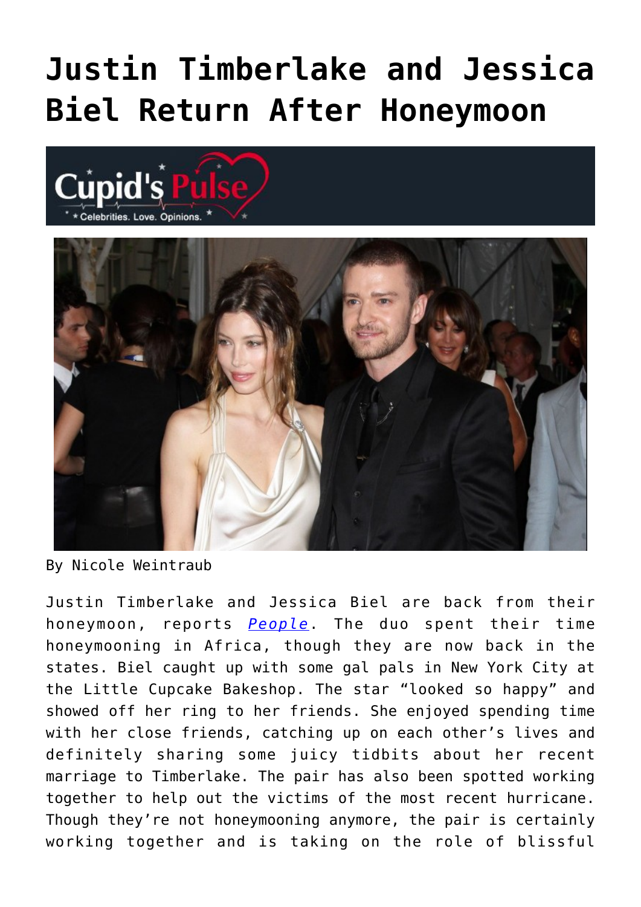# Justin Timberlake and Jessica Biel Return After Honeymoon

By Nicole Weintraub

Justin Timberlake and Jessica Biel are back from their honeymoon, reports *People*. The duo spent their time honeymooning in Africa, though they are now back in the states. Biel caught up with some gal pals in New York City at the Little Cupcake Bakeshop. The star "looked so happy" and showed off her ring to her friends. She enjoyed spending time with her close friends, catching up on each other's lives and definitely sharing some juicy tidbits about her recent marriage to Timberlake. The pair has also been spotted working together to help out the victims of the most recent hurricane. Though they're not honeymooning anymore, the pair is certainly working together and is taking on the role of blissful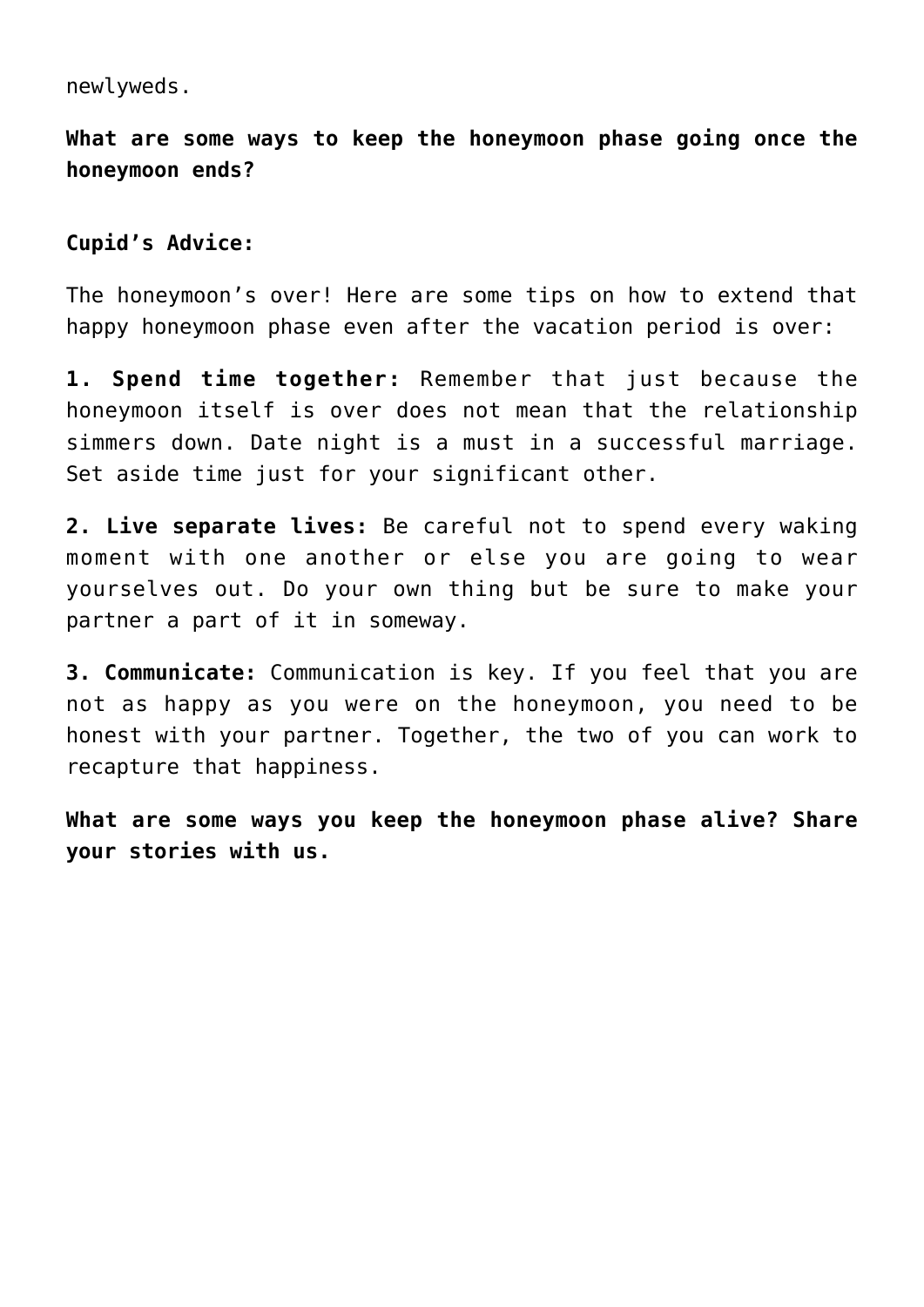newlyweds.

**What are some ways to keep the honeymoon phase going once the honeymoon ends?**

**Cupid's Advice:**

The honeymoon's over! Here are some tips on how to extend that happy honeymoon phase even after the vacation period is over:

**1. Spend time together:** Remember that just because the honeymoon itself is over does not mean that the relationship simmers down. Date night is a must in a successful marriage. Set aside time just for your significant other.

**2. Live separate lives:** Be careful not to spend every waking moment with one another or else you are going to wear yourselves out. Do your own thing but be sure to make your partner a part of it in someway.

**3. Communicate:** Communication is key. If you feel that you are not as happy as you were on the honeymoon, you need to be honest with your partner. Together, the two of you can work to recapture that happiness.

**What are some ways you keep the honeymoon phase alive? Share your stories with us.**